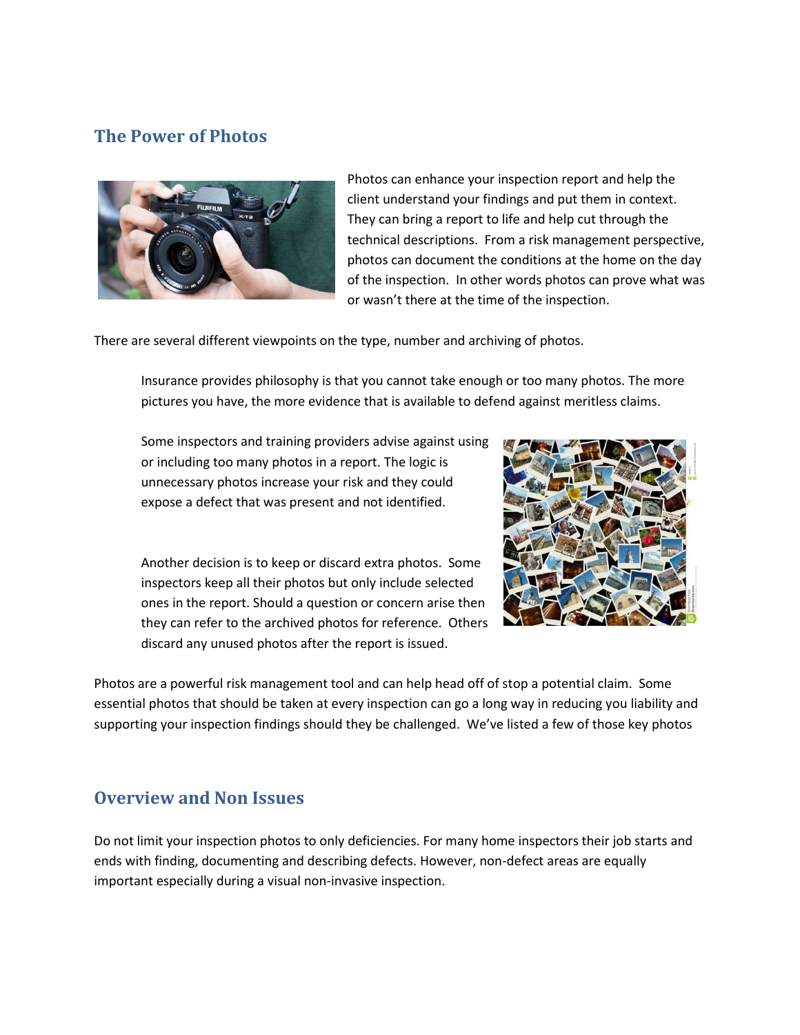## The Power of Photos

Photos can enhance your inspection report and help the client understand your findings and put them in context. They can bring a report to life and help cut through the technical descriptions. From a risk management perspective, photos can document the conditions at the home on the day of the inspection. In other words photos can prove what was or wasn't there at the time of the inspection.

There are several different viewpoints on the type, number and archiving of photos.

> Insurance provides philosophy is that you cannot take enough or too many photos. The more pictures you have, the more evidence that is available to defend against meritless claims.
>
> Some inspectors and training providers advise against using or including too many photos in a report. The logic is unnecessary photos increase your risk and they could expose a defect that was present and not identified.
>
> Another decision is to keep or discard extra photos. Some inspectors keep all their photos but only include selected ones in the report. Should a question or concern arise then they can refer to the archived photos for reference. Others discard any unused photos after the report is issued.

Photos are a powerful risk management tool and can help head off of stop a potential claim. Some essential photos that should be taken at every inspection can go a long way in reducing you liability and supporting your inspection findings should they be challenged. We've listed a few of those key photos

## Overview and Non Issues

Do not limit your inspection photos to only deficiencies. For many home inspectors their job starts and ends with finding, documenting and describing defects. However, non-defect areas are equally important especially during a visual non-invasive inspection.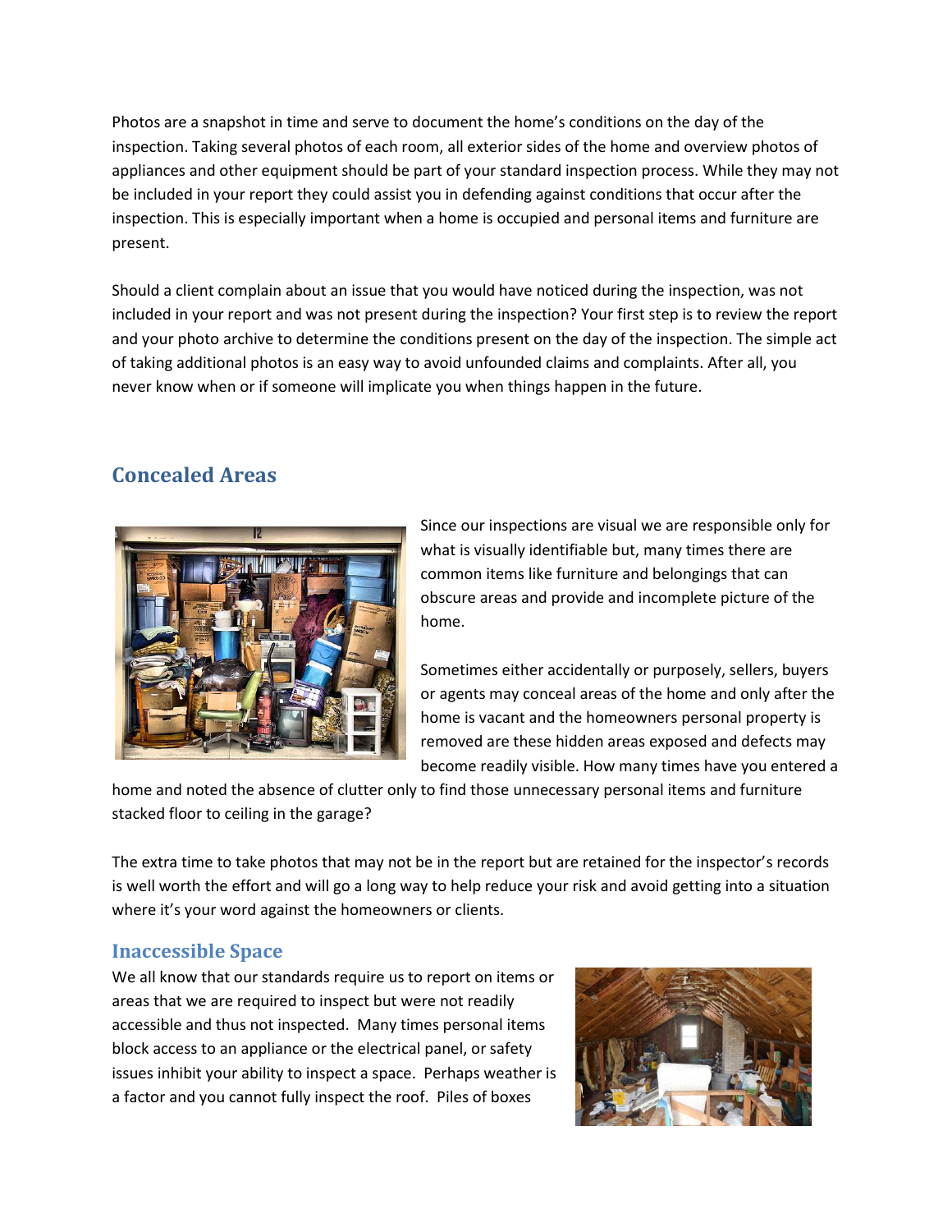Photos are a snapshot in time and serve to document the home's conditions on the day of the inspection. Taking several photos of each room, all exterior sides of the home and overview photos of appliances and other equipment should be part of your standard inspection process. While they may not be included in your report they could assist you in defending against conditions that occur after the inspection. This is especially important when a home is occupied and personal items and furniture are present.

Should a client complain about an issue that you would have noticed during the inspection, was not included in your report and was not present during the inspection? Your first step is to review the report and your photo archive to determine the conditions present on the day of the inspection. The simple act of taking additional photos is an easy way to avoid unfounded claims and complaints. After all, you never know when or if someone will implicate you when things happen in the future.

## Concealed Areas

Since our inspections are visual we are responsible only for what is visually identifiable but, many times there are common items like furniture and belongings that can obscure areas and provide and incomplete picture of the home.

Sometimes either accidentally or purposely, sellers, buyers or agents may conceal areas of the home and only after the home is vacant and the homeowners personal property is removed are these hidden areas exposed and defects may become readily visible. How many times have you entered a home and noted the absence of clutter only to find those unnecessary personal items and furniture stacked floor to ceiling in the garage?

The extra time to take photos that may not be in the report but are retained for the inspector's records is well worth the effort and will go a long way to help reduce your risk and avoid getting into a situation where it's your word against the homeowners or clients.

### Inaccessible Space

We all know that our standards require us to report on items or areas that we are required to inspect but were not readily accessible and thus not inspected. Many times personal items block access to an appliance or the electrical panel, or safety issues inhibit your ability to inspect a space. Perhaps weather is a factor and you cannot fully inspect the roof. Piles of boxes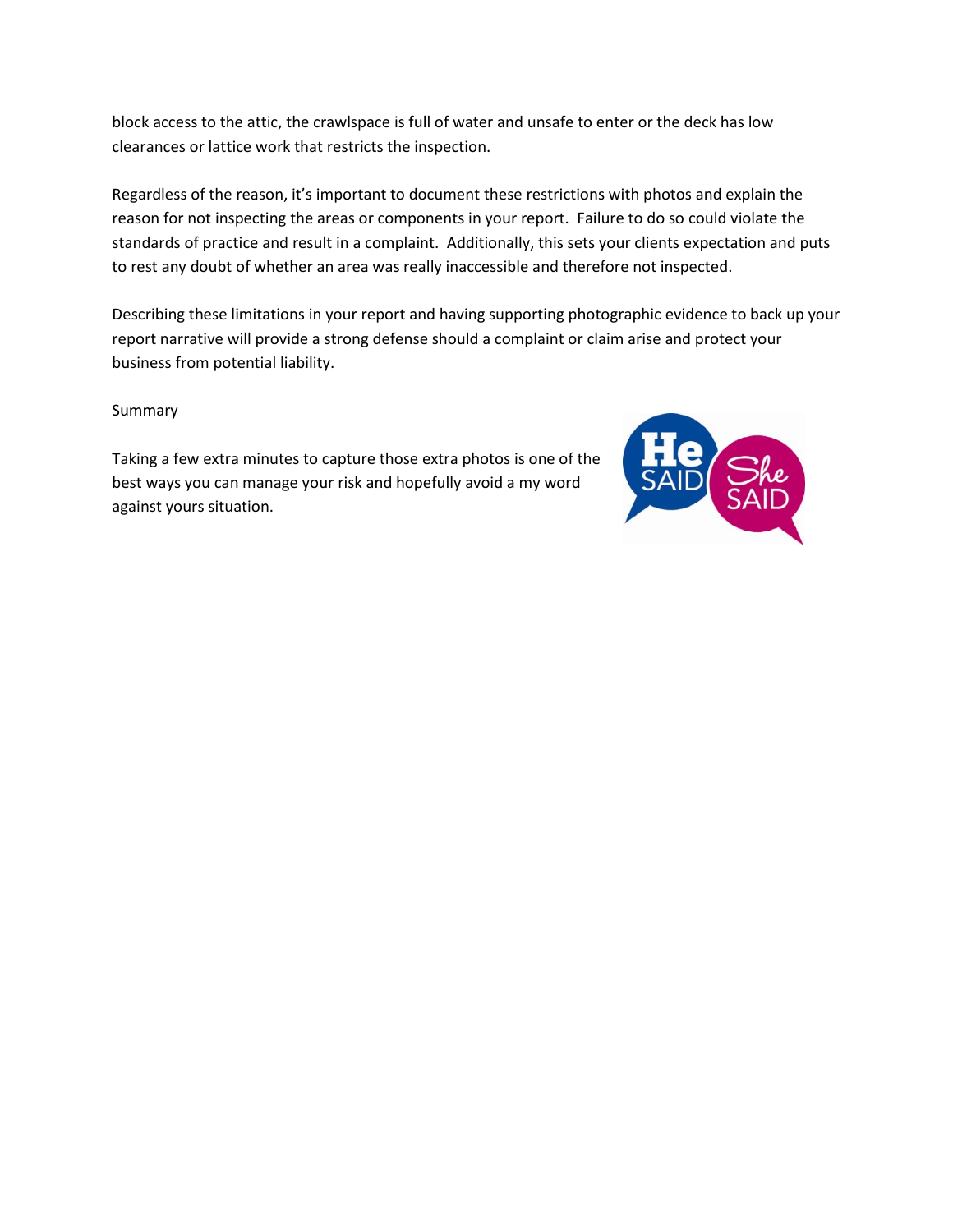block access to the attic, the crawlspace is full of water and unsafe to enter or the deck has low clearances or lattice work that restricts the inspection.

Regardless of the reason, it's important to document these restrictions with photos and explain the reason for not inspecting the areas or components in your report. Failure to do so could violate the standards of practice and result in a complaint. Additionally, this sets your clients expectation and puts to rest any doubt of whether an area was really inaccessible and therefore not inspected.

Describing these limitations in your report and having supporting photographic evidence to back up your report narrative will provide a strong defense should a complaint or claim arise and protect your business from potential liability.

Summary

Taking a few extra minutes to capture those extra photos is one of the best ways you can manage your risk and hopefully avoid a my word against yours situation.